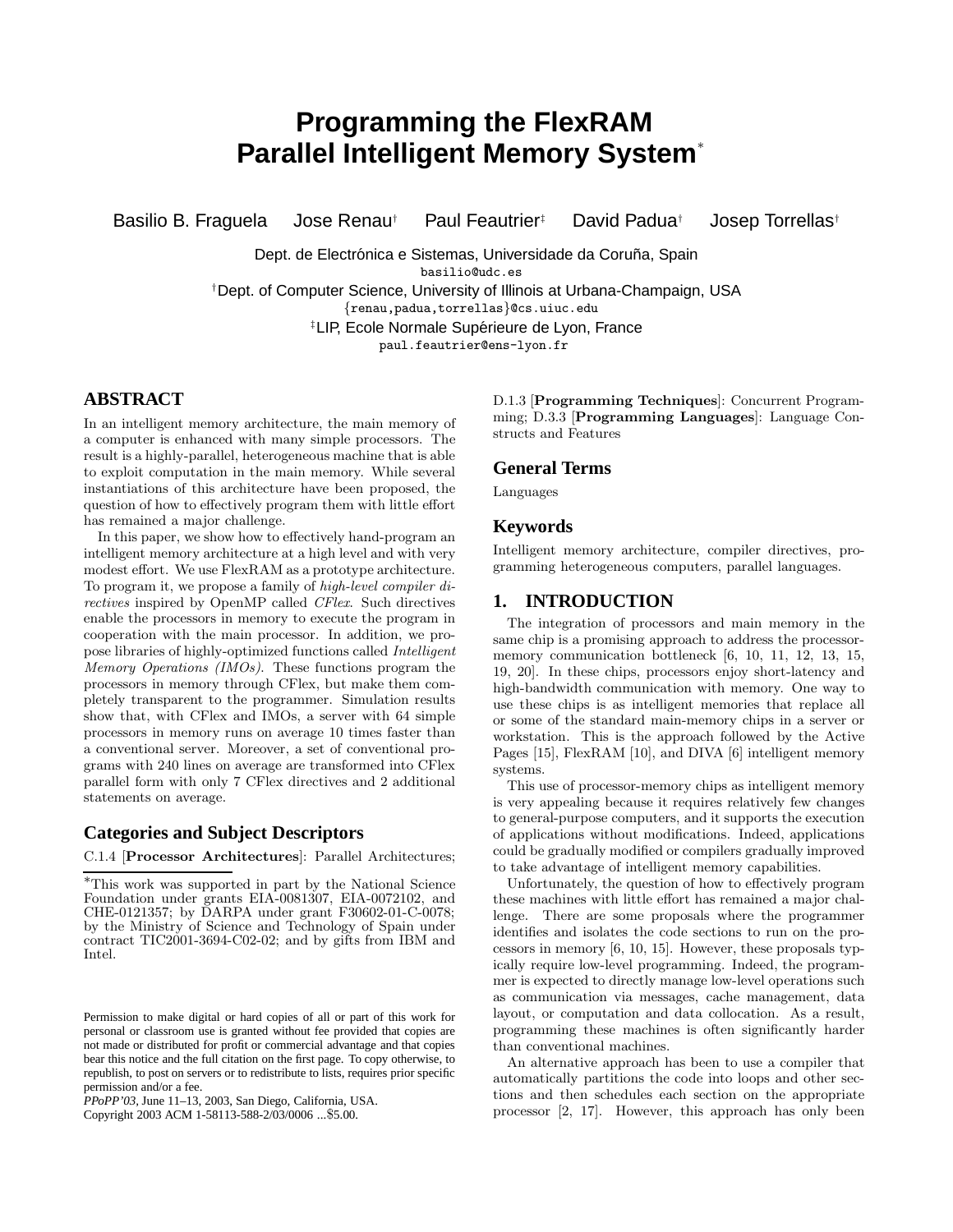# Programming the FlexRAM Parallel Intelligent Memory System*

Basilio B. Fraguela  Jose Renau†  Paul Feautrier‡  David Padua†  Josep Torrellas†

Dept. de Electrónica e Sistemas, Universidade da Coruña, Spain
basilio@udc.es

†Dept. of Computer Science, University of Illinois at Urbana-Champaign, USA
{renau,padua,torrellas}@cs.uiuc.edu

‡LIP, Ecole Normale Supérieure de Lyon, France
paul.feautrier@ens-lyon.fr

## ABSTRACT

In an intelligent memory architecture, the main memory of a computer is enhanced with many simple processors. The result is a highly-parallel, heterogeneous machine that is able to exploit computation in the main memory. While several instantiations of this architecture have been proposed, the question of how to effectively program them with little effort has remained a major challenge.

In this paper, we show how to effectively hand-program an intelligent memory architecture at a high level and with very modest effort. We use FlexRAM as a prototype architecture. To program it, we propose a family of *high-level compiler directives* inspired by OpenMP called *CFlex*. Such directives enable the processors in memory to execute the program in cooperation with the main processor. In addition, we propose libraries of highly-optimized functions called *Intelligent Memory Operations (IMOs)*. These functions program the processors in memory through CFlex, but make them completely transparent to the programmer. Simulation results show that, with CFlex and IMOs, a server with 64 simple processors in memory runs on average 10 times faster than a conventional server. Moreover, a set of conventional programs with 240 lines on average are transformed into CFlex parallel form with only 7 CFlex directives and 2 additional statements on average.

### Categories and Subject Descriptors

C.1.4 [**Processor Architectures**]: Parallel Architectures; D.1.3 [**Programming Techniques**]: Concurrent Programming; D.3.3 [**Programming Languages**]: Language Constructs and Features

### General Terms

Languages

### Keywords

Intelligent memory architecture, compiler directives, programming heterogeneous computers, parallel languages.

## 1. INTRODUCTION

The integration of processors and main memory in the same chip is a promising approach to address the processor-memory communication bottleneck [6, 10, 11, 12, 13, 15, 19, 20]. In these chips, processors enjoy short-latency and high-bandwidth communication with memory. One way to use these chips is as intelligent memories that replace all or some of the standard main-memory chips in a server or workstation. This is the approach followed by the Active Pages [15], FlexRAM [10], and DIVA [6] intelligent memory systems.

This use of processor-memory chips as intelligent memory is very appealing because it requires relatively few changes to general-purpose computers, and it supports the execution of applications without modifications. Indeed, applications could be gradually modified or compilers gradually improved to take advantage of intelligent memory capabilities.

Unfortunately, the question of how to effectively program these machines with little effort has remained a major challenge. There are some proposals where the programmer identifies and isolates the code sections to run on the processors in memory [6, 10, 15]. However, these proposals typically require low-level programming. Indeed, the programmer is expected to directly manage low-level operations such as communication via messages, cache management, data layout, or computation and data collocation. As a result, programming these machines is often significantly harder than conventional machines.

An alternative approach has been to use a compiler that automatically partitions the code into loops and other sections and then schedules each section on the appropriate processor [2, 17]. However, this approach has only been

*This work was supported in part by the National Science Foundation under grants EIA-0081307, EIA-0072102, and CHE-0121357; by DARPA under grant F30602-01-C-0078; by the Ministry of Science and Technology of Spain under contract TIC2001-3694-C02-02; and by gifts from IBM and Intel.

Permission to make digital or hard copies of all or part of this work for personal or classroom use is granted without fee provided that copies are not made or distributed for profit or commercial advantage and that copies bear this notice and the full citation on the first page. To copy otherwise, to republish, to post on servers or to redistribute to lists, requires prior specific permission and/or a fee.
*PPoPP'03*, June 11–13, 2003, San Diego, California, USA.
Copyright 2003 ACM 1-58113-588-2/03/0006 ...$5.00.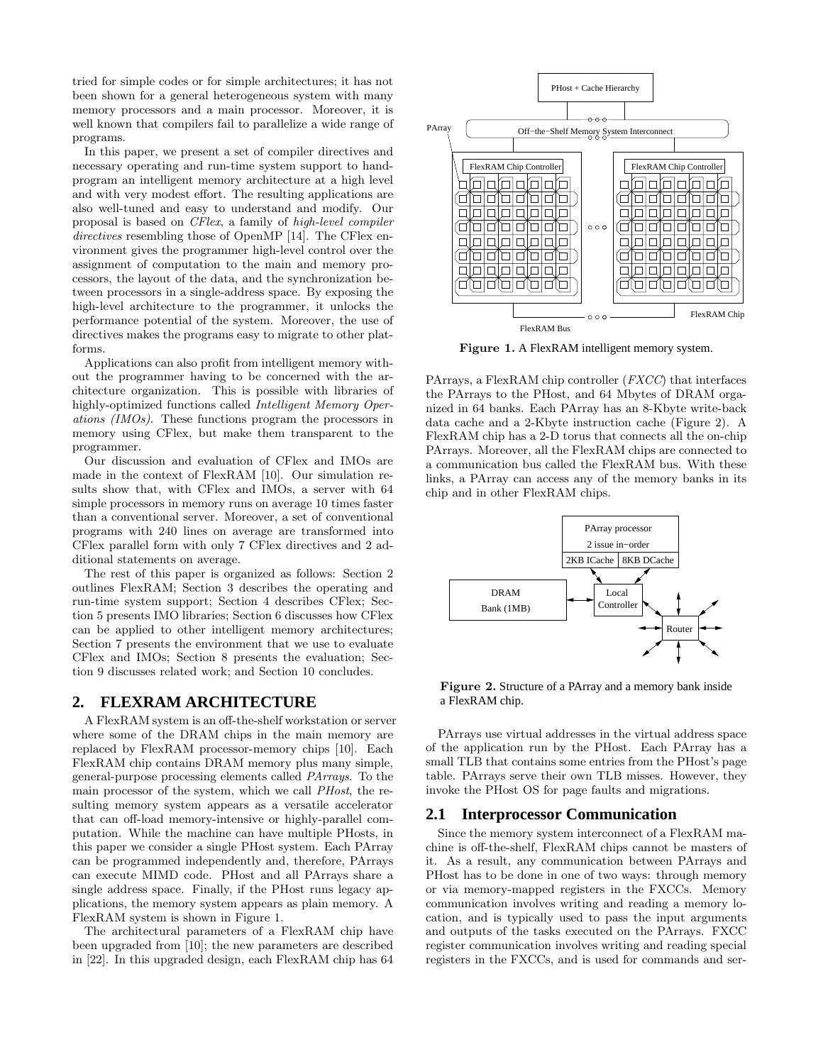tried for simple codes or for simple architectures; it has not been shown for a general heterogeneous system with many memory processors and a main processor. Moreover, it is well known that compilers fail to parallelize a wide range of programs.

In this paper, we present a set of compiler directives and necessary operating and run-time system support to hand-program an intelligent memory architecture at a high level and with very modest effort. The resulting applications are also well-tuned and easy to understand and modify. Our proposal is based on *CFlex*, a family of *high-level compiler directives* resembling those of OpenMP [14]. The CFlex environment gives the programmer high-level control over the assignment of computation to the main and memory processors, the layout of the data, and the synchronization between processors in a single-address space. By exposing the high-level architecture to the programmer, it unlocks the performance potential of the system. Moreover, the use of directives makes the programs easy to migrate to other platforms.

Applications can also profit from intelligent memory without the programmer having to be concerned with the architecture organization. This is possible with libraries of highly-optimized functions called *Intelligent Memory Operations (IMOs)*. These functions program the processors in memory using CFlex, but make them transparent to the programmer.

Our discussion and evaluation of CFlex and IMOs are made in the context of FlexRAM [10]. Our simulation results show that, with CFlex and IMOs, a server with 64 simple processors in memory runs on average 10 times faster than a conventional server. Moreover, a set of conventional programs with 240 lines on average are transformed into CFlex parallel form with only 7 CFlex directives and 2 additional statements on average.

The rest of this paper is organized as follows: Section 2 outlines FlexRAM; Section 3 describes the operating and run-time system support; Section 4 describes CFlex; Section 5 presents IMO libraries; Section 6 discusses how CFlex can be applied to other intelligent memory architectures; Section 7 presents the environment that we use to evaluate CFlex and IMOs; Section 8 presents the evaluation; Section 9 discusses related work; and Section 10 concludes.

## 2. FLEXRAM ARCHITECTURE

A FlexRAM system is an off-the-shelf workstation or server where some of the DRAM chips in the main memory are replaced by FlexRAM processor-memory chips [10]. Each FlexRAM chip contains DRAM memory plus many simple, general-purpose processing elements called *PArrays*. To the main processor of the system, which we call *PHost*, the resulting memory system appears as a versatile accelerator that can off-load memory-intensive or highly-parallel computation. While the machine can have multiple PHosts, in this paper we consider a single PHost system. Each PArray can be programmed independently and, therefore, PArrays can execute MIMD code. PHost and all PArrays share a single address space. Finally, if the PHost runs legacy applications, the memory system appears as plain memory. A FlexRAM system is shown in Figure 1.

The architectural parameters of a FlexRAM chip have been upgraded from [10]; the new parameters are described in [22]. In this upgraded design, each FlexRAM chip has 64 PArrays, a FlexRAM chip controller (*FXCC*) that interfaces the PArrays to the PHost, and 64 Mbytes of DRAM organized in 64 banks. Each PArray has an 8-Kbyte write-back data cache and a 2-Kbyte instruction cache (Figure 2). A FlexRAM chip has a 2-D torus that connects all the on-chip PArrays. Moreover, all the FlexRAM chips are connected to a communication bus called the FlexRAM bus. With these links, a PArray can access any of the memory banks in its chip and in other FlexRAM chips.

**Figure 1.** A FlexRAM intelligent memory system.

**Figure 2.** Structure of a PArray and a memory bank inside a FlexRAM chip.

PArrays use virtual addresses in the virtual address space of the application run by the PHost. Each PArray has a small TLB that contains some entries from the PHost's page table. PArrays serve their own TLB misses. However, they invoke the PHost OS for page faults and migrations.

### 2.1 Interprocessor Communication

Since the memory system interconnect of a FlexRAM machine is off-the-shelf, FlexRAM chips cannot be masters of it. As a result, any communication between PArrays and PHost has to be done in one of two ways: through memory or via memory-mapped registers in the FXCCs. Memory communication involves writing and reading a memory location, and is typically used to pass the input arguments and outputs of the tasks executed on the PArrays. FXCC register communication involves writing and reading special registers in the FXCCs, and is used for commands and ser-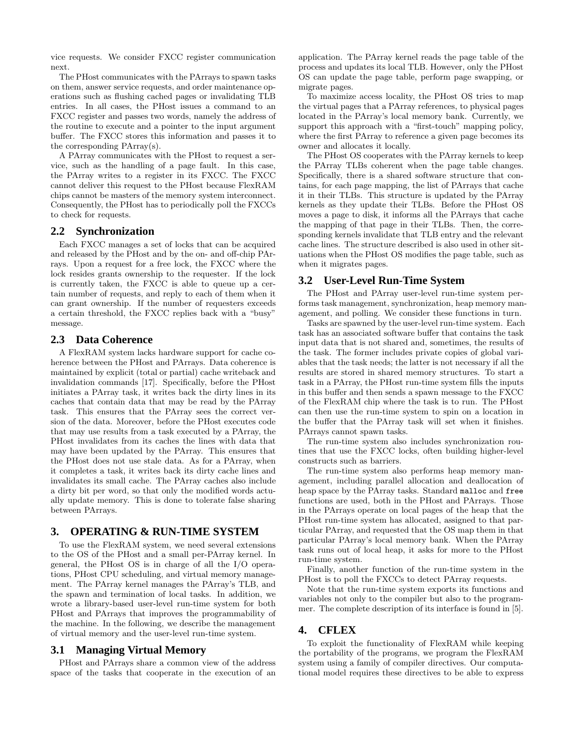vice requests. We consider FXCC register communication next.

The PHost communicates with the PArrays to spawn tasks on them, answer service requests, and order maintenance operations such as flushing cached pages or invalidating TLB entries. In all cases, the PHost issues a command to an FXCC register and passes two words, namely the address of the routine to execute and a pointer to the input argument buffer. The FXCC stores this information and passes it to the corresponding PArray(s).

A PArray communicates with the PHost to request a service, such as the handling of a page fault. In this case, the PArray writes to a register in its FXCC. The FXCC cannot deliver this request to the PHost because FlexRAM chips cannot be masters of the memory system interconnect. Consequently, the PHost has to periodically poll the FXCCs to check for requests.

## 2.2 Synchronization

Each FXCC manages a set of locks that can be acquired and released by the PHost and by the on- and off-chip PArrays. Upon a request for a free lock, the FXCC where the lock resides grants ownership to the requester. If the lock is currently taken, the FXCC is able to queue up a certain number of requests, and reply to each of them when it can grant ownership. If the number of requesters exceeds a certain threshold, the FXCC replies back with a "busy" message.

## 2.3 Data Coherence

A FlexRAM system lacks hardware support for cache coherence between the PHost and PArrays. Data coherence is maintained by explicit (total or partial) cache writeback and invalidation commands [17]. Specifically, before the PHost initiates a PArray task, it writes back the dirty lines in its caches that contain data that may be read by the PArray task. This ensures that the PArray sees the correct version of the data. Moreover, before the PHost executes code that may use results from a task executed by a PArray, the PHost invalidates from its caches the lines with data that may have been updated by the PArray. This ensures that the PHost does not use stale data. As for a PArray, when it completes a task, it writes back its dirty cache lines and invalidates its small cache. The PArray caches also include a dirty bit per word, so that only the modified words actually update memory. This is done to tolerate false sharing between PArrays.

# 3. OPERATING & RUN-TIME SYSTEM

To use the FlexRAM system, we need several extensions to the OS of the PHost and a small per-PArray kernel. In general, the PHost OS is in charge of all the I/O operations, PHost CPU scheduling, and virtual memory management. The PArray kernel manages the PArray's TLB, and the spawn and termination of local tasks. In addition, we wrote a library-based user-level run-time system for both PHost and PArrays that improves the programmability of the machine. In the following, we describe the management of virtual memory and the user-level run-time system.

## 3.1 Managing Virtual Memory

PHost and PArrays share a common view of the address space of the tasks that cooperate in the execution of an application. The PArray kernel reads the page table of the process and updates its local TLB. However, only the PHost OS can update the page table, perform page swapping, or migrate pages.

To maximize access locality, the PHost OS tries to map the virtual pages that a PArray references, to physical pages located in the PArray's local memory bank. Currently, we support this approach with a "first-touch" mapping policy, where the first PArray to reference a given page becomes its owner and allocates it locally.

The PHost OS cooperates with the PArray kernels to keep the PArray TLBs coherent when the page table changes. Specifically, there is a shared software structure that contains, for each page mapping, the list of PArrays that cache it in their TLBs. This structure is updated by the PArray kernels as they update their TLBs. Before the PHost OS moves a page to disk, it informs all the PArrays that cache the mapping of that page in their TLBs. Then, the corresponding kernels invalidate that TLB entry and the relevant cache lines. The structure described is also used in other situations when the PHost OS modifies the page table, such as when it migrates pages.

## 3.2 User-Level Run-Time System

The PHost and PArray user-level run-time system performs task management, synchronization, heap memory management, and polling. We consider these functions in turn.

Tasks are spawned by the user-level run-time system. Each task has an associated software buffer that contains the task input data that is not shared and, sometimes, the results of the task. The former includes private copies of global variables that the task needs; the latter is not necessary if all the results are stored in shared memory structures. To start a task in a PArray, the PHost run-time system fills the inputs in this buffer and then sends a spawn message to the FXCC of the FlexRAM chip where the task is to run. The PHost can then use the run-time system to spin on a location in the buffer that the PArray task will set when it finishes. PArrays cannot spawn tasks.

The run-time system also includes synchronization routines that use the FXCC locks, often building higher-level constructs such as barriers.

The run-time system also performs heap memory management, including parallel allocation and deallocation of heap space by the PArray tasks. Standard `malloc` and `free` functions are used, both in the PHost and PArrays. Those in the PArrays operate on local pages of the heap that the PHost run-time system has allocated, assigned to that particular PArray, and requested that the OS map them in that particular PArray's local memory bank. When the PArray task runs out of local heap, it asks for more to the PHost run-time system.

Finally, another function of the run-time system in the PHost is to poll the FXCCs to detect PArray requests.

Note that the run-time system exports its functions and variables not only to the compiler but also to the programmer. The complete description of its interface is found in [5].

# 4. CFLEX

To exploit the functionality of FlexRAM while keeping the portability of the programs, we program the FlexRAM system using a family of compiler directives. Our computational model requires these directives to be able to express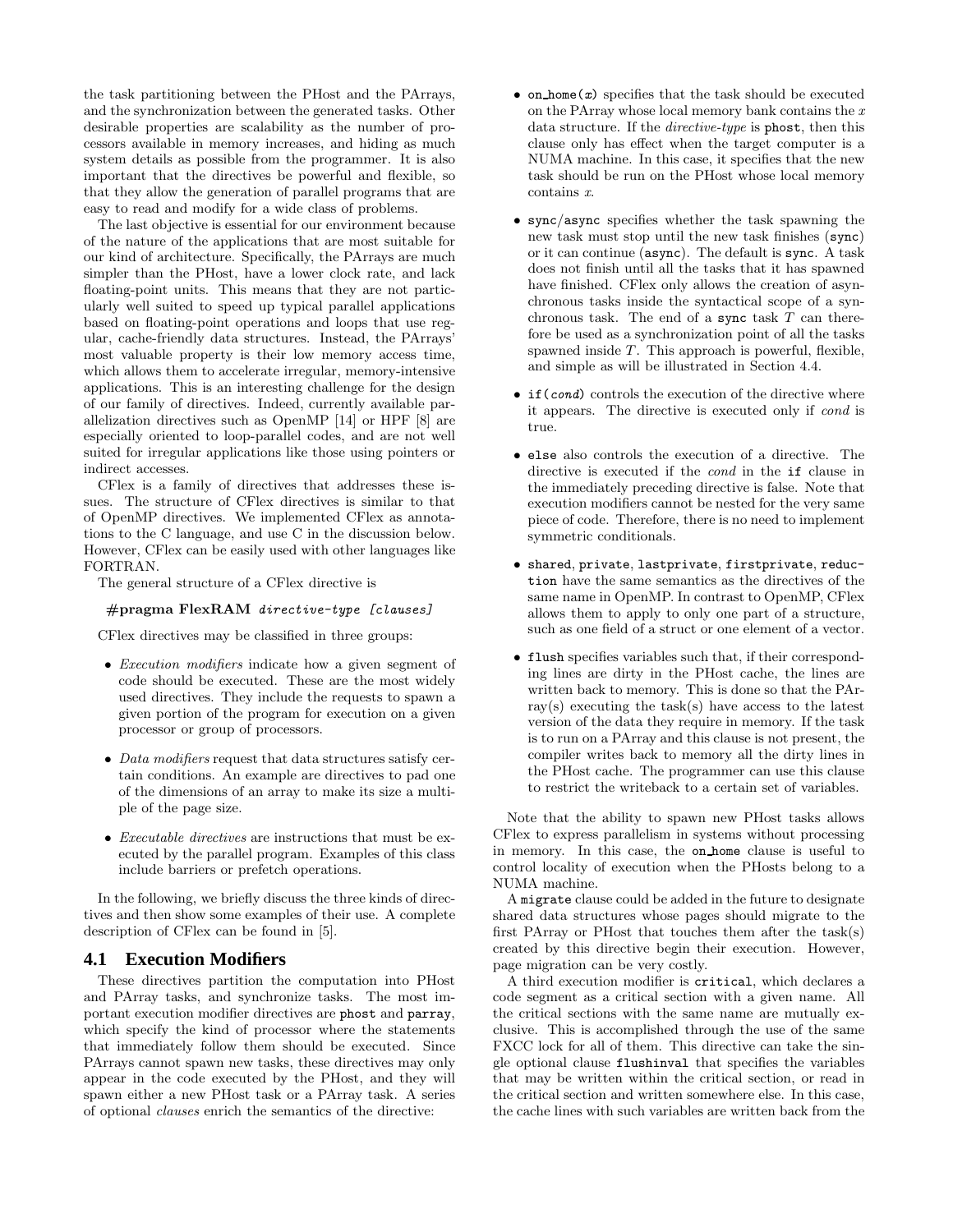the task partitioning between the PHost and the PArrays, and the synchronization between the generated tasks. Other desirable properties are scalability as the number of processors available in memory increases, and hiding as much system details as possible from the programmer. It is also important that the directives be powerful and flexible, so that they allow the generation of parallel programs that are easy to read and modify for a wide class of problems.

The last objective is essential for our environment because of the nature of the applications that are most suitable for our kind of architecture. Specifically, the PArrays are much simpler than the PHost, have a lower clock rate, and lack floating-point units. This means that they are not particularly well suited to speed up typical parallel applications based on floating-point operations and loops that use regular, cache-friendly data structures. Instead, the PArrays' most valuable property is their low memory access time, which allows them to accelerate irregular, memory-intensive applications. This is an interesting challenge for the design of our family of directives. Indeed, currently available parallelization directives such as OpenMP [14] or HPF [8] are especially oriented to loop-parallel codes, and are not well suited for irregular applications like those using pointers or indirect accesses.

CFlex is a family of directives that addresses these issues. The structure of CFlex directives is similar to that of OpenMP directives. We implemented CFlex as annotations to the C language, and use C in the discussion below. However, CFlex can be easily used with other languages like FORTRAN.

The general structure of a CFlex directive is

**#pragma FlexRAM** *directive-type [clauses]*

CFlex directives may be classified in three groups:

- *Execution modifiers* indicate how a given segment of code should be executed. These are the most widely used directives. They include the requests to spawn a given portion of the program for execution on a given processor or group of processors.
- *Data modifiers* request that data structures satisfy certain conditions. An example are directives to pad one of the dimensions of an array to make its size a multiple of the page size.
- *Executable directives* are instructions that must be executed by the parallel program. Examples of this class include barriers or prefetch operations.

In the following, we briefly discuss the three kinds of directives and then show some examples of their use. A complete description of CFlex can be found in [5].

## 4.1 Execution Modifiers

These directives partition the computation into PHost and PArray tasks, and synchronize tasks. The most important execution modifier directives are `phost` and `parray`, which specify the kind of processor where the statements that immediately follow them should be executed. Since PArrays cannot spawn new tasks, these directives may only appear in the code executed by the PHost, and they will spawn either a new PHost task or a PArray task. A series of optional *clauses* enrich the semantics of the directive:

- `on_home(x)` specifies that the task should be executed on the PArray whose local memory bank contains the $x$ data structure. If the *directive-type* is `phost`, then this clause only has effect when the target computer is a NUMA machine. In this case, it specifies that the new task should be run on the PHost whose local memory contains $x$.
- `sync`/`async` specifies whether the task spawning the new task must stop until the new task finishes (`sync`) or it can continue (`async`). The default is `sync`. A task does not finish until all the tasks that it has spawned have finished. CFlex only allows the creation of asynchronous tasks inside the syntactical scope of a synchronous task. The end of a `sync` task $T$ can therefore be used as a synchronization point of all the tasks spawned inside $T$. This approach is powerful, flexible, and simple as will be illustrated in Section 4.4.
- `if(cond)` controls the execution of the directive where it appears. The directive is executed only if *cond* is true.
- `else` also controls the execution of a directive. The directive is executed if the *cond* in the `if` clause in the immediately preceding directive is false. Note that execution modifiers cannot be nested for the very same piece of code. Therefore, there is no need to implement symmetric conditionals.
- `shared`, `private`, `lastprivate`, `firstprivate`, `reduction` have the same semantics as the directives of the same name in OpenMP. In contrast to OpenMP, CFlex allows them to apply to only one part of a structure, such as one field of a struct or one element of a vector.
- `flush` specifies variables such that, if their corresponding lines are dirty in the PHost cache, the lines are written back to memory. This is done so that the PArray(s) executing the task(s) have access to the latest version of the data they require in memory. If the task is to run on a PArray and this clause is not present, the compiler writes back to memory all the dirty lines in the PHost cache. The programmer can use this clause to restrict the writeback to a certain set of variables.

Note that the ability to spawn new PHost tasks allows CFlex to express parallelism in systems without processing in memory. In this case, the `on_home` clause is useful to control locality of execution when the PHosts belong to a NUMA machine.

A `migrate` clause could be added in the future to designate shared data structures whose pages should migrate to the first PArray or PHost that touches them after the task(s) created by this directive begin their execution. However, page migration can be very costly.

A third execution modifier is `critical`, which declares a code segment as a critical section with a given name. All the critical sections with the same name are mutually exclusive. This is accomplished through the use of the same FXCC lock for all of them. This directive can take the single optional clause `flushinval` that specifies the variables that may be written within the critical section, or read in the critical section and written somewhere else. In this case, the cache lines with such variables are written back from the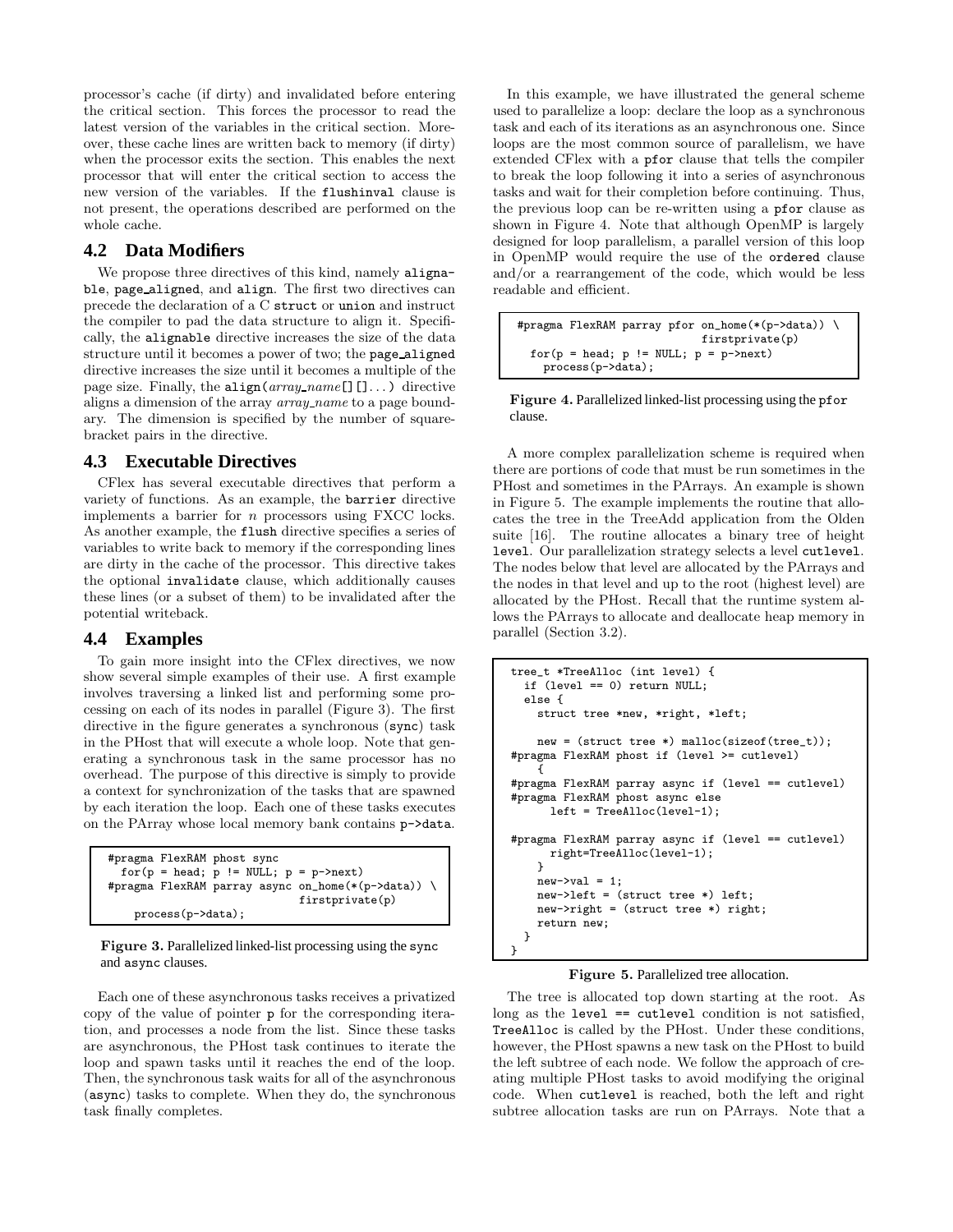processor's cache (if dirty) and invalidated before entering the critical section. This forces the processor to read the latest version of the variables in the critical section. Moreover, these cache lines are written back to memory (if dirty) when the processor exits the section. This enables the next processor that will enter the critical section to access the new version of the variables. If the `flushinval` clause is not present, the operations described are performed on the whole cache.

## 4.2 Data Modifiers

We propose three directives of this kind, namely `alignable`, `page_aligned`, and `align`. The first two directives can precede the declaration of a C `struct` or `union` and instruct the compiler to pad the data structure to align it. Specifically, the `alignable` directive increases the size of the data structure until it becomes a power of two; the `page_aligned` directive increases the size until it becomes a multiple of the page size. Finally, the `align(`*array_name*`[][]...)` directive aligns a dimension of the array *array_name* to a page boundary. The dimension is specified by the number of square-bracket pairs in the directive.

## 4.3 Executable Directives

CFlex has several executable directives that perform a variety of functions. As an example, the `barrier` directive implements a barrier for $n$ processors using FXCC locks. As another example, the `flush` directive specifies a series of variables to write back to memory if the corresponding lines are dirty in the cache of the processor. This directive takes the optional `invalidate` clause, which additionally causes these lines (or a subset of them) to be invalidated after the potential writeback.

## 4.4 Examples

To gain more insight into the CFlex directives, we now show several simple examples of their use. A first example involves traversing a linked list and performing some processing on each of its nodes in parallel (Figure 3). The first directive in the figure generates a synchronous (`sync`) task in the PHost that will execute a whole loop. Note that generating a synchronous task in the same processor has no overhead. The purpose of this directive is simply to provide a context for synchronization of the tasks that are spawned by each iteration the loop. Each one of these tasks executes on the PArray whose local memory bank contains `p->data`.

```
#pragma FlexRAM phost sync
  for(p = head; p != NULL; p = p->next)
#pragma FlexRAM parray async on_home(*(p->data)) \
                           firstprivate(p)
    process(p->data);
```

**Figure 3.** Parallelized linked-list processing using the `sync` and `async` clauses.

Each one of these asynchronous tasks receives a privatized copy of the value of pointer `p` for the corresponding iteration, and processes a node from the list. Since these tasks are asynchronous, the PHost task continues to iterate the loop and spawn tasks until it reaches the end of the loop. Then, the synchronous task waits for all of the asynchronous (`async`) tasks to complete. When they do, the synchronous task finally completes.

In this example, we have illustrated the general scheme used to parallelize a loop: declare the loop as a synchronous task and each of its iterations as an asynchronous one. Since loops are the most common source of parallelism, we have extended CFlex with a `pfor` clause that tells the compiler to break the loop following it into a series of asynchronous tasks and wait for their completion before continuing. Thus, the previous loop can be re-written using a `pfor` clause as shown in Figure 4. Note that although OpenMP is largely designed for loop parallelism, a parallel version of this loop in OpenMP would require the use of the `ordered` clause and/or a rearrangement of the code, which would be less readable and efficient.

```
#pragma FlexRAM parray pfor on_home(*(p->data)) \
                           firstprivate(p)
  for(p = head; p != NULL; p = p->next)
    process(p->data);
```

**Figure 4.** Parallelized linked-list processing using the `pfor` clause.

A more complex parallelization scheme is required when there are portions of code that must be run sometimes in the PHost and sometimes in the PArrays. An example is shown in Figure 5. The example implements the routine that allocates the tree in the TreeAdd application from the Olden suite [16]. The routine allocates a binary tree of height `level`. Our parallelization strategy selects a level `cutlevel`. The nodes below that level are allocated by the PArrays and the nodes in that level and up to the root (highest level) are allocated by the PHost. Recall that the runtime system allows the PArrays to allocate and deallocate heap memory in parallel (Section 3.2).

```
tree_t *TreeAlloc (int level) {
  if (level == 0) return NULL;
  else {
    struct tree *new, *right, *left;

    new = (struct tree *) malloc(sizeof(tree_t));
#pragma FlexRAM phost if (level >= cutlevel)
    {
#pragma FlexRAM parray async if (level == cutlevel)
#pragma FlexRAM phost async else
      left = TreeAlloc(level-1);

#pragma FlexRAM parray async if (level == cutlevel)
      right=TreeAlloc(level-1);
    }
    new->val = 1;
    new->left = (struct tree *) left;
    new->right = (struct tree *) right;
    return new;
  }
}
```

**Figure 5.** Parallelized tree allocation.

The tree is allocated top down starting at the root. As long as the `level == cutlevel` condition is not satisfied, `TreeAlloc` is called by the PHost. Under these conditions, however, the PHost spawns a new task on the PHost to build the left subtree of each node. We follow the approach of creating multiple PHost tasks to avoid modifying the original code. When `cutlevel` is reached, both the left and right subtree allocation tasks are run on PArrays. Note that a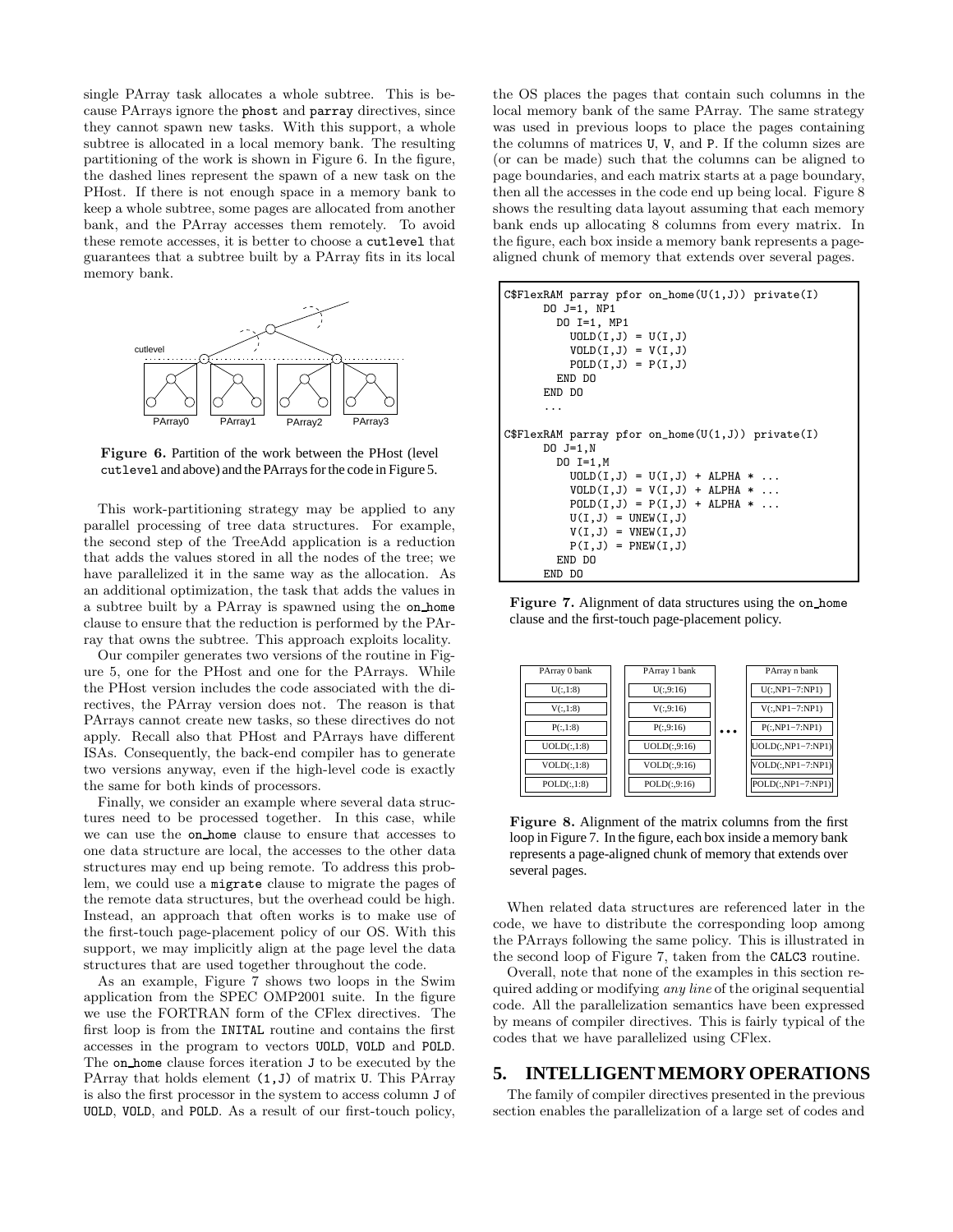single PArray task allocates a whole subtree. This is because PArrays ignore the phost and parray directives, since they cannot spawn new tasks. With this support, a whole subtree is allocated in a local memory bank. The resulting partitioning of the work is shown in Figure 6. In the figure, the dashed lines represent the spawn of a new task on the PHost. If there is not enough space in a memory bank to keep a whole subtree, some pages are allocated from another bank, and the PArray accesses them remotely. To avoid these remote accesses, it is better to choose a cutlevel that guarantees that a subtree built by a PArray fits in its local memory bank.

**Figure 6.** Partition of the work between the PHost (level cutlevel and above) and the PArrays for the code in Figure 5.

This work-partitioning strategy may be applied to any parallel processing of tree data structures. For example, the second step of the TreeAdd application is a reduction that adds the values stored in all the nodes of the tree; we have parallelized it in the same way as the allocation. As an additional optimization, the task that adds the values in a subtree built by a PArray is spawned using the on_home clause to ensure that the reduction is performed by the PArray that owns the subtree. This approach exploits locality.

Our compiler generates two versions of the routine in Figure 5, one for the PHost and one for the PArrays. While the PHost version includes the code associated with the directives, the PArray version does not. The reason is that PArrays cannot create new tasks, so these directives do not apply. Recall also that PHost and PArrays have different ISAs. Consequently, the back-end compiler has to generate two versions anyway, even if the high-level code is exactly the same for both kinds of processors.

Finally, we consider an example where several data structures need to be processed together. In this case, while we can use the on_home clause to ensure that accesses to one data structure are local, the accesses to the other data structures may end up being remote. To address this problem, we could use a migrate clause to migrate the pages of the remote data structures, but the overhead could be high. Instead, an approach that often works is to make use of the first-touch page-placement policy of our OS. With this support, we may implicitly align at the page level the data structures that are used together throughout the code.

As an example, Figure 7 shows two loops in the Swim application from the SPEC OMP2001 suite. In the figure we use the FORTRAN form of the CFlex directives. The first loop is from the INITAL routine and contains the first accesses in the program to vectors UOLD, VOLD and POLD. The on_home clause forces iteration J to be executed by the PArray that holds element (1,J) of matrix U. This PArray is also the first processor in the system to access column J of UOLD, VOLD, and POLD. As a result of our first-touch policy, the OS places the pages that contain such columns in the local memory bank of the same PArray. The same strategy was used in previous loops to place the pages containing the columns of matrices U, V, and P. If the column sizes are (or can be made) such that the columns can be aligned to page boundaries, and each matrix starts at a page boundary, then all the accesses in the code end up being local. Figure 8 shows the resulting data layout assuming that each memory bank ends up allocating 8 columns from every matrix. In the figure, each box inside a memory bank represents a page-aligned chunk of memory that extends over several pages.

```
C$FlexRAM parray pfor on_home(U(1,J)) private(I)
      DO J=1, NP1
        DO I=1, MP1
          UOLD(I,J) = U(I,J)
          VOLD(I,J) = V(I,J)
          POLD(I,J) = P(I,J)
        END DO
      END DO
      ...

C$FlexRAM parray pfor on_home(U(1,J)) private(I)
      DO J=1,N
        DO I=1,M
          UOLD(I,J) = U(I,J) + ALPHA * ...
          VOLD(I,J) = V(I,J) + ALPHA * ...
          POLD(I,J) = P(I,J) + ALPHA * ...
          U(I,J) = UNEW(I,J)
          V(I,J) = VNEW(I,J)
          P(I,J) = PNEW(I,J)
        END DO
      END DO
```

**Figure 7.** Alignment of data structures using the on_home clause and the first-touch page-placement policy.

| PArray 0 bank | PArray 1 bank | ... | PArray n bank |
|---|---|---|---|
| U(:,1:8) | U(:,9:16) | | U(:,NP1−7:NP1) |
| V(:,1:8) | V(:,9:16) | | V(:,NP1−7:NP1) |
| P(:,1:8) | P(:,9:16) | | P(:,NP1−7:NP1) |
| UOLD(:,1:8) | UOLD(:,9:16) | | UOLD(:,NP1−7:NP1) |
| VOLD(:,1:8) | VOLD(:,9:16) | | VOLD(:,NP1−7:NP1) |
| POLD(:,1:8) | POLD(:,9:16) | | POLD(:,NP1−7:NP1) |

**Figure 8.** Alignment of the matrix columns from the first loop in Figure 7. In the figure, each box inside a memory bank represents a page-aligned chunk of memory that extends over several pages.

When related data structures are referenced later in the code, we have to distribute the corresponding loop among the PArrays following the same policy. This is illustrated in the second loop of Figure 7, taken from the CALC3 routine.

Overall, note that none of the examples in this section required adding or modifying *any line* of the original sequential code. All the parallelization semantics have been expressed by means of compiler directives. This is fairly typical of the codes that we have parallelized using CFlex.

## 5. INTELLIGENT MEMORY OPERATIONS

The family of compiler directives presented in the previous section enables the parallelization of a large set of codes and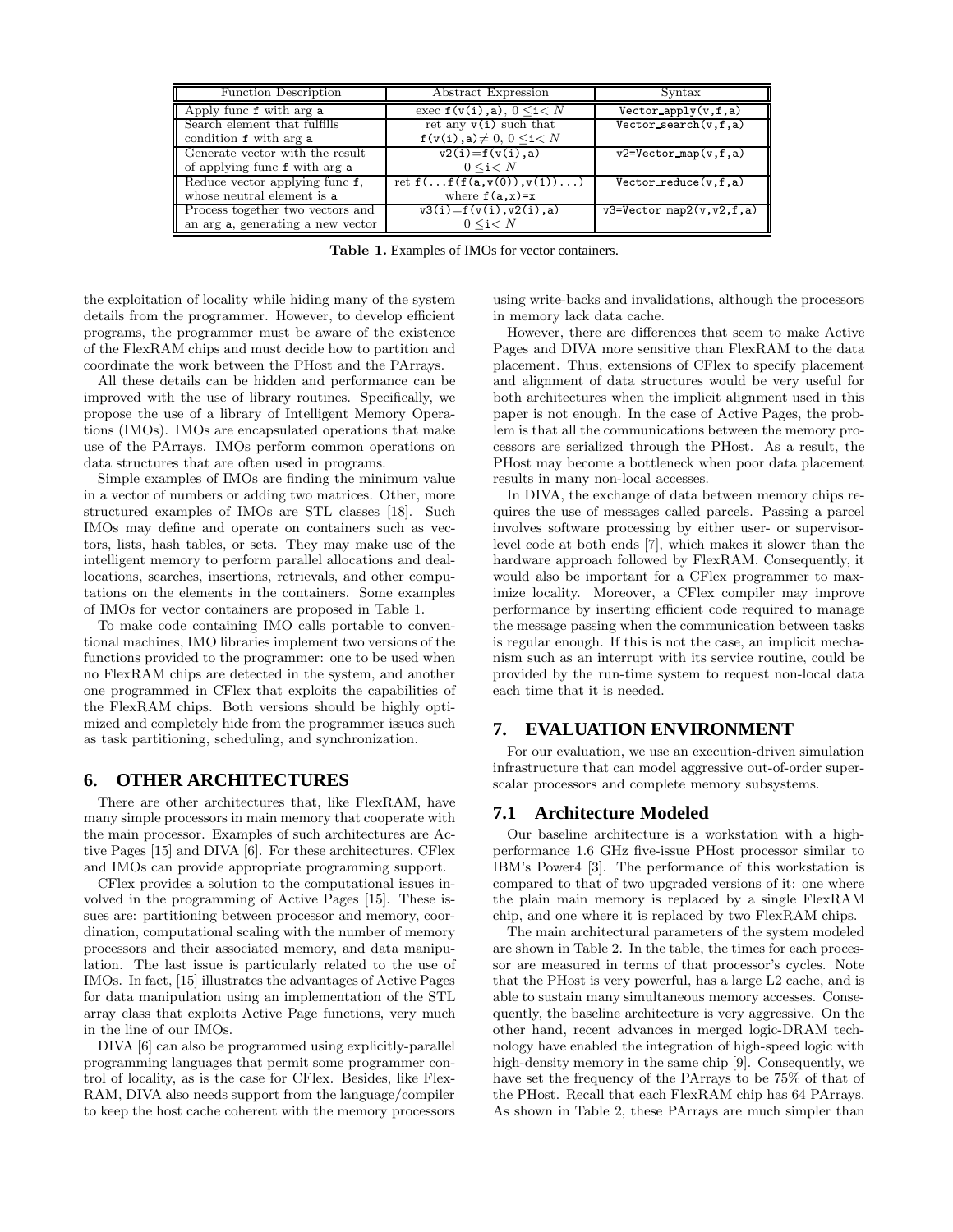| Function Description | Abstract Expression | Syntax |
| --- | --- | --- |
| Apply func `f` with arg `a` | exec `f(v(i),a)`, $0 \leq$`i`$< N$ | `Vector_apply(v,f,a)` |
| Search element that fulfills condition `f` with arg `a` | ret any `v(i)` such that `f(v(i),a)`$\neq 0$, $0 \leq$`i`$< N$ | `Vector_search(v,f,a)` |
| Generate vector with the result of applying func `f` with arg `a` | `v2(i)=f(v(i),a)` $0 \leq$`i`$< N$ | `v2=Vector_map(v,f,a)` |
| Reduce vector applying func `f`, whose neutral element is `a` | ret `f(...f(f(a,v(0)),v(1))...)` where `f(a,x)=x` | `Vector_reduce(v,f,a)` |
| Process together two vectors and an arg `a`, generating a new vector | `v3(i)=f(v(i),v2(i),a)` $0 \leq$`i`$< N$ | `v3=Vector_map2(v,v2,f,a)` |

**Table 1.** Examples of IMOs for vector containers.

the exploitation of locality while hiding many of the system details from the programmer. However, to develop efficient programs, the programmer must be aware of the existence of the FlexRAM chips and must decide how to partition and coordinate the work between the PHost and the PArrays.

All these details can be hidden and performance can be improved with the use of library routines. Specifically, we propose the use of a library of Intelligent Memory Operations (IMOs). IMOs are encapsulated operations that make use of the PArrays. IMOs perform common operations on data structures that are often used in programs.

Simple examples of IMOs are finding the minimum value in a vector of numbers or adding two matrices. Other, more structured examples of IMOs are STL classes [18]. Such IMOs may define and operate on containers such as vectors, lists, hash tables, or sets. They may make use of the intelligent memory to perform parallel allocations and deallocations, searches, insertions, retrievals, and other computations on the elements in the containers. Some examples of IMOs for vector containers are proposed in Table 1.

To make code containing IMO calls portable to conventional machines, IMO libraries implement two versions of the functions provided to the programmer: one to be used when no FlexRAM chips are detected in the system, and another one programmed in CFlex that exploits the capabilities of the FlexRAM chips. Both versions should be highly optimized and completely hide from the programmer issues such as task partitioning, scheduling, and synchronization.

## 6. OTHER ARCHITECTURES

There are other architectures that, like FlexRAM, have many simple processors in main memory that cooperate with the main processor. Examples of such architectures are Active Pages [15] and DIVA [6]. For these architectures, CFlex and IMOs can provide appropriate programming support.

CFlex provides a solution to the computational issues involved in the programming of Active Pages [15]. These issues are: partitioning between processor and memory, coordination, computational scaling with the number of memory processors and their associated memory, and data manipulation. The last issue is particularly related to the use of IMOs. In fact, [15] illustrates the advantages of Active Pages for data manipulation using an implementation of the STL array class that exploits Active Page functions, very much in the line of our IMOs.

DIVA [6] can also be programmed using explicitly-parallel programming languages that permit some programmer control of locality, as is the case for CFlex. Besides, like FlexRAM, DIVA also needs support from the language/compiler to keep the host cache coherent with the memory processors using write-backs and invalidations, although the processors in memory lack data cache.

However, there are differences that seem to make Active Pages and DIVA more sensitive than FlexRAM to the data placement. Thus, extensions of CFlex to specify placement and alignment of data structures would be very useful for both architectures when the implicit alignment used in this paper is not enough. In the case of Active Pages, the problem is that all the communications between the memory processors are serialized through the PHost. As a result, the PHost may become a bottleneck when poor data placement results in many non-local accesses.

In DIVA, the exchange of data between memory chips requires the use of messages called parcels. Passing a parcel involves software processing by either user- or supervisor-level code at both ends [7], which makes it slower than the hardware approach followed by FlexRAM. Consequently, it would also be important for a CFlex programmer to maximize locality. Moreover, a CFlex compiler may improve performance by inserting efficient code required to manage the message passing when the communication between tasks is regular enough. If this is not the case, an implicit mechanism such as an interrupt with its service routine, could be provided by the run-time system to request non-local data each time that it is needed.

## 7. EVALUATION ENVIRONMENT

For our evaluation, we use an execution-driven simulation infrastructure that can model aggressive out-of-order superscalar processors and complete memory subsystems.

### 7.1 Architecture Modeled

Our baseline architecture is a workstation with a high-performance 1.6 GHz five-issue PHost processor similar to IBM's Power4 [3]. The performance of this workstation is compared to that of two upgraded versions of it: one where the plain main memory is replaced by a single FlexRAM chip, and one where it is replaced by two FlexRAM chips.

The main architectural parameters of the system modeled are shown in Table 2. In the table, the times for each processor are measured in terms of that processor's cycles. Note that the PHost is very powerful, has a large L2 cache, and is able to sustain many simultaneous memory accesses. Consequently, the baseline architecture is very aggressive. On the other hand, recent advances in merged logic-DRAM technology have enabled the integration of high-speed logic with high-density memory in the same chip [9]. Consequently, we have set the frequency of the PArrays to be 75% of that of the PHost. Recall that each FlexRAM chip has 64 PArrays. As shown in Table 2, these PArrays are much simpler than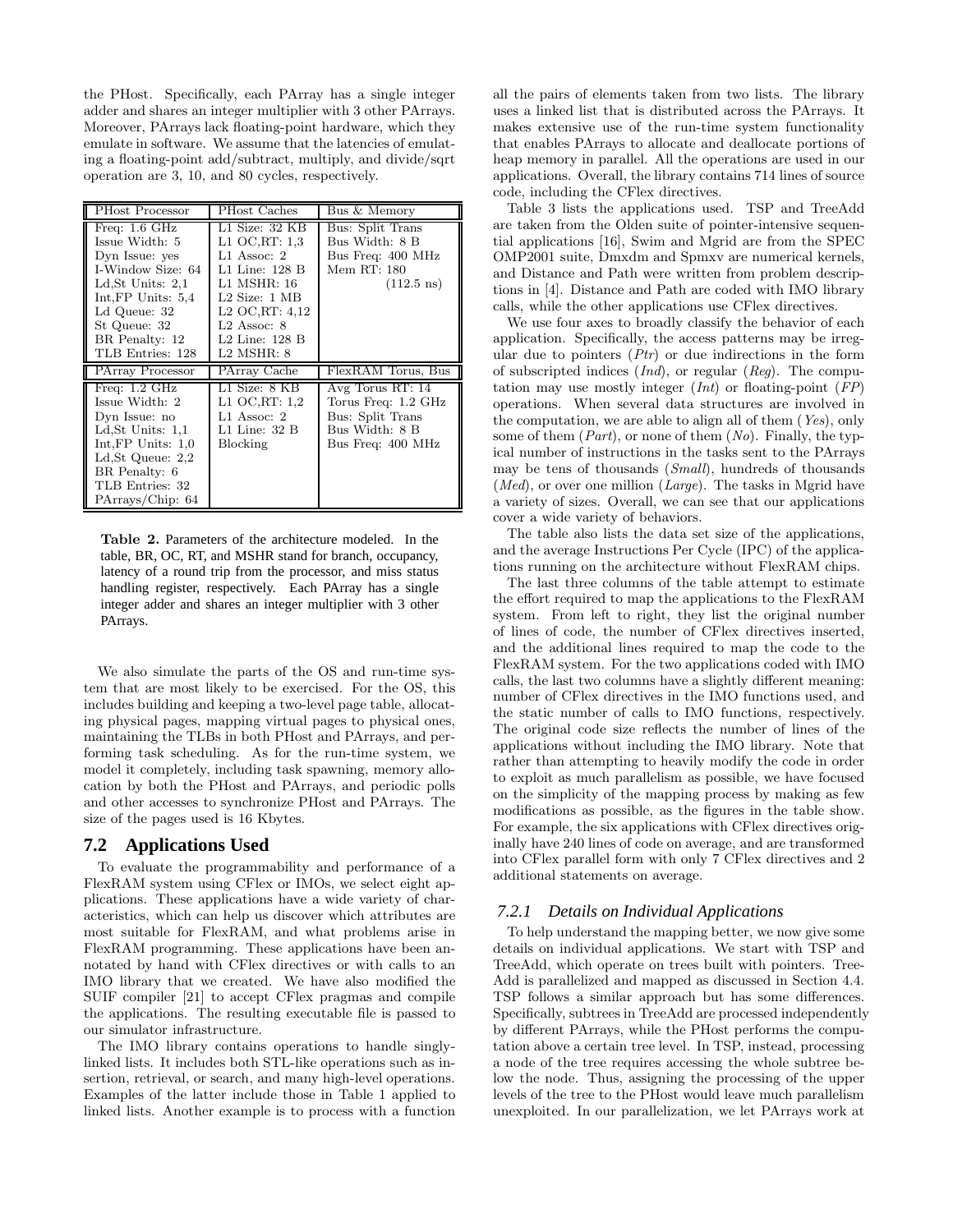the PHost. Specifically, each PArray has a single integer adder and shares an integer multiplier with 3 other PArrays. Moreover, PArrays lack floating-point hardware, which they emulate in software. We assume that the latencies of emulating a floating-point add/subtract, multiply, and divide/sqrt operation are 3, 10, and 80 cycles, respectively.

| PHost Processor | PHost Caches | Bus & Memory |
|---|---|---|
| Freq: 1.6 GHz<br>Issue Width: 5<br>Dyn Issue: yes<br>I-Window Size: 64<br>Ld,St Units: 2,1<br>Int,FP Units: 5,4<br>Ld Queue: 32<br>St Queue: 32<br>BR Penalty: 12<br>TLB Entries: 128 | L1 Size: 32 KB<br>L1 OC,RT: 1,3<br>L1 Assoc: 2<br>L1 Line: 128 B<br>L1 MSHR: 16<br>L2 Size: 1 MB<br>L2 OC,RT: 4,12<br>L2 Assoc: 8<br>L2 Line: 128 B<br>L2 MSHR: 8 | Bus: Split Trans<br>Bus Width: 8 B<br>Bus Freq: 400 MHz<br>Mem RT: 180 (112.5 ns) |
| **PArray Processor** | **PArray Cache** | **FlexRAM Torus, Bus** |
| Freq: 1.2 GHz<br>Issue Width: 2<br>Dyn Issue: no<br>Ld,St Units: 1,1<br>Int,FP Units: 1,0<br>Ld,St Queue: 2,2<br>BR Penalty: 6<br>TLB Entries: 32<br>PArrays/Chip: 64 | L1 Size: 8 KB<br>L1 OC,RT: 1,2<br>L1 Assoc: 2<br>L1 Line: 32 B<br>Blocking | Avg Torus RT: 14<br>Torus Freq: 1.2 GHz<br>Bus: Split Trans<br>Bus Width: 8 B<br>Bus Freq: 400 MHz |

**Table 2.** Parameters of the architecture modeled. In the table, BR, OC, RT, and MSHR stand for branch, occupancy, latency of a round trip from the processor, and miss status handling register, respectively. Each PArray has a single integer adder and shares an integer multiplier with 3 other PArrays.

We also simulate the parts of the OS and run-time system that are most likely to be exercised. For the OS, this includes building and keeping a two-level page table, allocating physical pages, mapping virtual pages to physical ones, maintaining the TLBs in both PHost and PArrays, and performing task scheduling. As for the run-time system, we model it completely, including task spawning, memory allocation by both the PHost and PArrays, and periodic polls and other accesses to synchronize PHost and PArrays. The size of the pages used is 16 Kbytes.

## 7.2 Applications Used

To evaluate the programmability and performance of a FlexRAM system using CFlex or IMOs, we select eight applications. These applications have a wide variety of characteristics, which can help us discover which attributes are most suitable for FlexRAM, and what problems arise in FlexRAM programming. These applications have been annotated by hand with CFlex directives or with calls to an IMO library that we created. We have also modified the SUIF compiler [21] to accept CFlex pragmas and compile the applications. The resulting executable file is passed to our simulator infrastructure.

The IMO library contains operations to handle singly-linked lists. It includes both STL-like operations such as insertion, retrieval, or search, and many high-level operations. Examples of the latter include those in Table 1 applied to linked lists. Another example is to process with a function all the pairs of elements taken from two lists. The library uses a linked list that is distributed across the PArrays. It makes extensive use of the run-time system functionality that enables PArrays to allocate and deallocate portions of heap memory in parallel. All the operations are used in our applications. Overall, the library contains 714 lines of source code, including the CFlex directives.

Table 3 lists the applications used. TSP and TreeAdd are taken from the Olden suite of pointer-intensive sequential applications [16], Swim and Mgrid are from the SPEC OMP2001 suite, Dmxdm and Spmxv are numerical kernels, and Distance and Path were written from problem descriptions in [4]. Distance and Path are coded with IMO library calls, while the other applications use CFlex directives.

We use four axes to broadly classify the behavior of each application. Specifically, the access patterns may be irregular due to pointers (*Ptr*) or due indirections in the form of subscripted indices (*Ind*), or regular (*Reg*). The computation may use mostly integer (*Int*) or floating-point (*FP*) operations. When several data structures are involved in the computation, we are able to align all of them (*Yes*), only some of them (*Part*), or none of them (*No*). Finally, the typical number of instructions in the tasks sent to the PArrays may be tens of thousands (*Small*), hundreds of thousands (*Med*), or over one million (*Large*). The tasks in Mgrid have a variety of sizes. Overall, we can see that our applications cover a wide variety of behaviors.

The table also lists the data set size of the applications, and the average Instructions Per Cycle (IPC) of the applications running on the architecture without FlexRAM chips.

The last three columns of the table attempt to estimate the effort required to map the applications to the FlexRAM system. From left to right, they list the original number of lines of code, the number of CFlex directives inserted, and the additional lines required to map the code to the FlexRAM system. For the two applications coded with IMO calls, the last two columns have a slightly different meaning: number of CFlex directives in the IMO functions used, and the static number of calls to IMO functions, respectively. The original code size reflects the number of lines of the applications without including the IMO library. Note that rather than attempting to heavily modify the code in order to exploit as much parallelism as possible, we have focused on the simplicity of the mapping process by making as few modifications as possible, as the figures in the table show. For example, the six applications with CFlex directives originally have 240 lines of code on average, and are transformed into CFlex parallel form with only 7 CFlex directives and 2 additional statements on average.

### 7.2.1 Details on Individual Applications

To help understand the mapping better, we now give some details on individual applications. We start with TSP and TreeAdd, which operate on trees built with pointers. TreeAdd is parallelized and mapped as discussed in Section 4.4. TSP follows a similar approach but has some differences. Specifically, subtrees in TreeAdd are processed independently by different PArrays, while the PHost performs the computation above a certain tree level. In TSP, instead, processing a node of the tree requires accessing the whole subtree below the node. Thus, assigning the processing of the upper levels of the tree to the PHost would leave much parallelism unexploited. In our parallelization, we let PArrays work at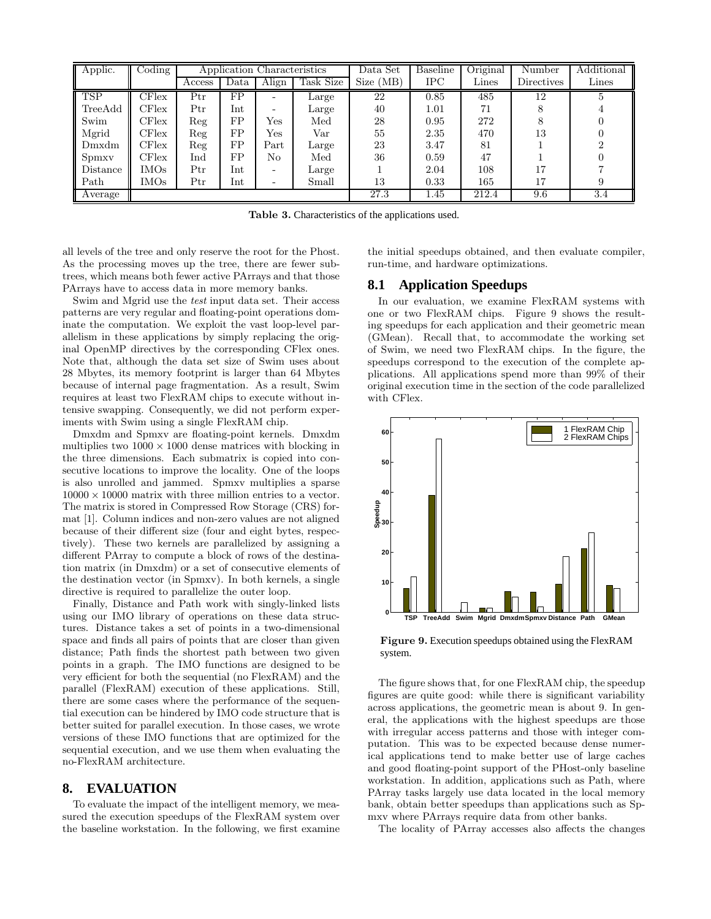| Applic. | Coding | Application Characteristics | | | | Data Set | Baseline | Original | Number | Additional |
|---|---|---|---|---|---|---|---|---|---|---|
| | | Access | Data | Align | Task Size | Size (MB) | IPC | Lines | Directives | Lines |
| TSP | CFlex | Ptr | FP | - | Large | 22 | 0.85 | 485 | 12 | 5 |
| TreeAdd | CFlex | Ptr | Int | - | Large | 40 | 1.01 | 71 | 8 | 4 |
| Swim | CFlex | Reg | FP | Yes | Med | 28 | 0.95 | 272 | 8 | 0 |
| Mgrid | CFlex | Reg | FP | Yes | Var | 55 | 2.35 | 470 | 13 | 0 |
| Dmxdm | CFlex | Reg | FP | Part | Large | 23 | 3.47 | 81 | 1 | 2 |
| Spmxv | CFlex | Ind | FP | No | Med | 36 | 0.59 | 47 | 1 | 0 |
| Distance | IMOs | Ptr | Int | - | Large | 1 | 2.04 | 108 | 17 | 7 |
| Path | IMOs | Ptr | Int | - | Small | 13 | 0.33 | 165 | 17 | 9 |
| Average | | | | | | 27.3 | 1.45 | 212.4 | 9.6 | 3.4 |

**Table 3.** Characteristics of the applications used.

all levels of the tree and only reserve the root for the Phost. As the processing moves up the tree, there are fewer subtrees, which means both fewer active PArrays and that those PArrays have to access data in more memory banks.

Swim and Mgrid use the *test* input data set. Their access patterns are very regular and floating-point operations dominate the computation. We exploit the vast loop-level parallelism in these applications by simply replacing the original OpenMP directives by the corresponding CFlex ones. Note that, although the data set size of Swim uses about 28 Mbytes, its memory footprint is larger than 64 Mbytes because of internal page fragmentation. As a result, Swim requires at least two FlexRAM chips to execute without intensive swapping. Consequently, we did not perform experiments with Swim using a single FlexRAM chip.

Dmxdm and Spmxv are floating-point kernels. Dmxdm multiplies two $1000 \times 1000$ dense matrices with blocking in the three dimensions. Each submatrix is copied into consecutive locations to improve the locality. One of the loops is also unrolled and jammed. Spmxv multiplies a sparse $10000 \times 10000$ matrix with three million entries to a vector. The matrix is stored in Compressed Row Storage (CRS) format [1]. Column indices and non-zero values are not aligned because of their different size (four and eight bytes, respectively). These two kernels are parallelized by assigning a different PArray to compute a block of rows of the destination matrix (in Dmxdm) or a set of consecutive elements of the destination vector (in Spmxv). In both kernels, a single directive is required to parallelize the outer loop.

Finally, Distance and Path work with singly-linked lists using our IMO library of operations on these data structures. Distance takes a set of points in a two-dimensional space and finds all pairs of points that are closer than given distance; Path finds the shortest path between two given points in a graph. The IMO functions are designed to be very efficient for both the sequential (no FlexRAM) and the parallel (FlexRAM) execution of these applications. Still, there are some cases where the performance of the sequential execution can be hindered by IMO code structure that is better suited for parallel execution. In those cases, we wrote versions of these IMO functions that are optimized for the sequential execution, and we use them when evaluating the no-FlexRAM architecture.

# 8. EVALUATION

To evaluate the impact of the intelligent memory, we measured the execution speedups of the FlexRAM system over the baseline workstation. In the following, we first examine the initial speedups obtained, and then evaluate compiler, run-time, and hardware optimizations.

## 8.1 Application Speedups

In our evaluation, we examine FlexRAM systems with one or two FlexRAM chips. Figure 9 shows the resulting speedups for each application and their geometric mean (GMean). Recall that, to accommodate the working set of Swim, we need two FlexRAM chips. In the figure, the speedups correspond to the execution of the complete applications. All applications spend more than 99% of their original execution time in the section of the code parallelized with CFlex.

**Figure 9.** Execution speedups obtained using the FlexRAM system.

The figure shows that, for one FlexRAM chip, the speedup figures are quite good: while there is significant variability across applications, the geometric mean is about 9. In general, the applications with the highest speedups are those with irregular access patterns and those with integer computation. This was to be expected because dense numerical applications tend to make better use of large caches and good floating-point support of the PHost-only baseline workstation. In addition, applications such as Path, where PArray tasks largely use data located in the local memory bank, obtain better speedups than applications such as Spmxv where PArrays require data from other banks.

The locality of PArray accesses also affects the changes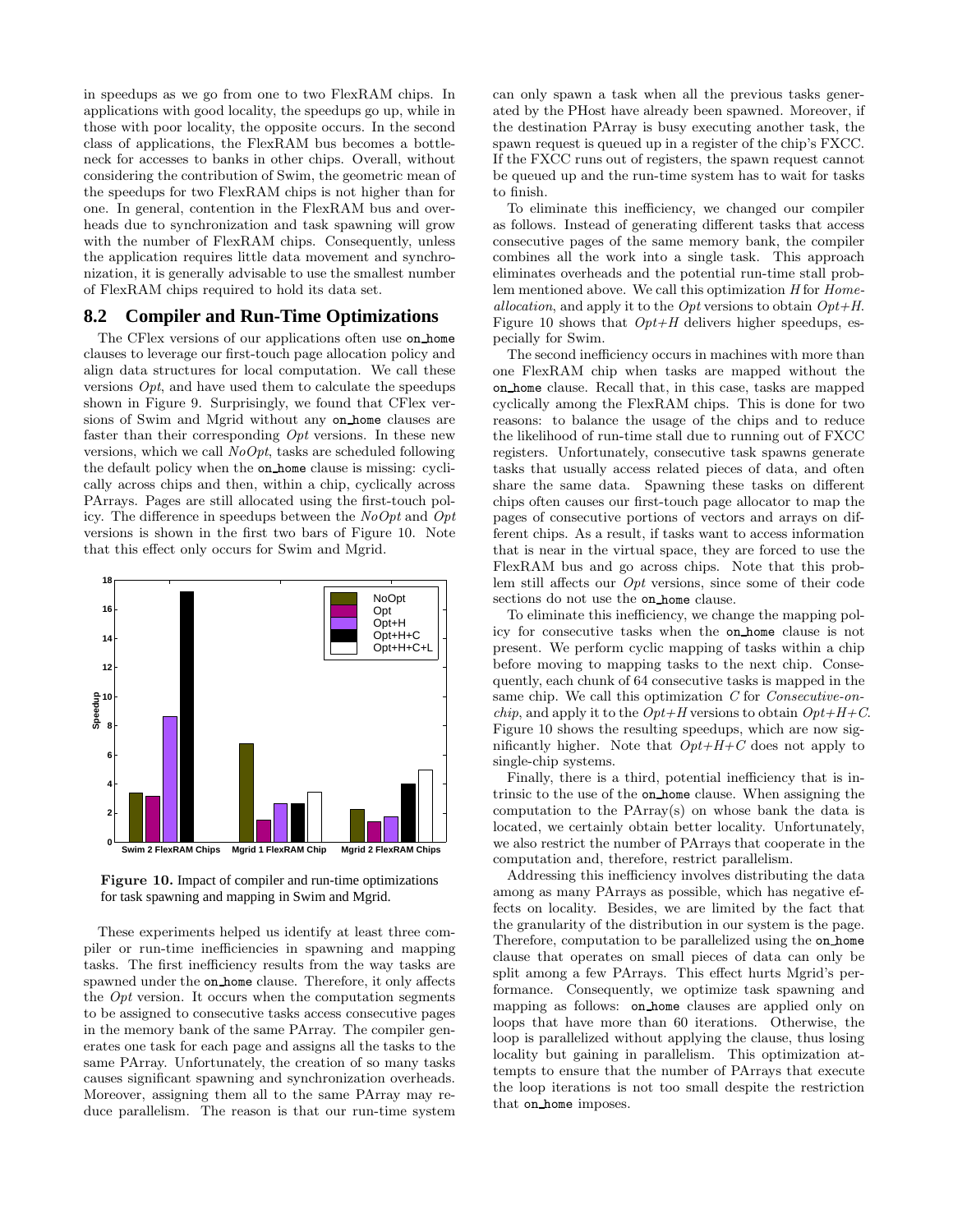in speedups as we go from one to two FlexRAM chips. In applications with good locality, the speedups go up, while in those with poor locality, the opposite occurs. In the second class of applications, the FlexRAM bus becomes a bottleneck for accesses to banks in other chips. Overall, without considering the contribution of Swim, the geometric mean of the speedups for two FlexRAM chips is not higher than for one. In general, contention in the FlexRAM bus and overheads due to synchronization and task spawning will grow with the number of FlexRAM chips. Consequently, unless the application requires little data movement and synchronization, it is generally advisable to use the smallest number of FlexRAM chips required to hold its data set.

## 8.2 Compiler and Run-Time Optimizations

The CFlex versions of our applications often use on_home clauses to leverage our first-touch page allocation policy and align data structures for local computation. We call these versions *Opt*, and have used them to calculate the speedups shown in Figure 9. Surprisingly, we found that CFlex versions of Swim and Mgrid without any on_home clauses are faster than their corresponding *Opt* versions. In these new versions, which we call *NoOpt*, tasks are scheduled following the default policy when the on_home clause is missing: cyclically across chips and then, within a chip, cyclically across PArrays. Pages are still allocated using the first-touch policy. The difference in speedups between the *NoOpt* and *Opt* versions is shown in the first two bars of Figure 10. Note that this effect only occurs for Swim and Mgrid.

**Figure 10.** Impact of compiler and run-time optimizations for task spawning and mapping in Swim and Mgrid.

These experiments helped us identify at least three compiler or run-time inefficiencies in spawning and mapping tasks. The first inefficiency results from the way tasks are spawned under the on_home clause. Therefore, it only affects the *Opt* version. It occurs when the computation segments to be assigned to consecutive tasks access consecutive pages in the memory bank of the same PArray. The compiler generates one task for each page and assigns all the tasks to the same PArray. Unfortunately, the creation of so many tasks causes significant spawning and synchronization overheads. Moreover, assigning them all to the same PArray may reduce parallelism. The reason is that our run-time system can only spawn a task when all the previous tasks generated by the PHost have already been spawned. Moreover, if the destination PArray is busy executing another task, the spawn request is queued up in a register of the chip's FXCC. If the FXCC runs out of registers, the spawn request cannot be queued up and the run-time system has to wait for tasks to finish.

To eliminate this inefficiency, we changed our compiler as follows. Instead of generating different tasks that access consecutive pages of the same memory bank, the compiler combines all the work into a single task. This approach eliminates overheads and the potential run-time stall problem mentioned above. We call this optimization *H* for *Home-allocation*, and apply it to the *Opt* versions to obtain *Opt+H*. Figure 10 shows that *Opt+H* delivers higher speedups, especially for Swim.

The second inefficiency occurs in machines with more than one FlexRAM chip when tasks are mapped without the on_home clause. Recall that, in this case, tasks are mapped cyclically among the FlexRAM chips. This is done for two reasons: to balance the usage of the chips and to reduce the likelihood of run-time stall due to running out of FXCC registers. Unfortunately, consecutive task spawns generate tasks that usually access related pieces of data, and often share the same data. Spawning these tasks on different chips often causes our first-touch page allocator to map the pages of consecutive portions of vectors and arrays on different chips. As a result, if tasks want to access information that is near in the virtual space, they are forced to use the FlexRAM bus and go across chips. Note that this problem still affects our *Opt* versions, since some of their code sections do not use the on_home clause.

To eliminate this inefficiency, we change the mapping policy for consecutive tasks when the on_home clause is not present. We perform cyclic mapping of tasks within a chip before moving to mapping tasks to the next chip. Consequently, each chunk of 64 consecutive tasks is mapped in the same chip. We call this optimization *C* for *Consecutive-on-chip*, and apply it to the *Opt+H* versions to obtain *Opt+H+C*. Figure 10 shows the resulting speedups, which are now significantly higher. Note that *Opt+H+C* does not apply to single-chip systems.

Finally, there is a third, potential inefficiency that is intrinsic to the use of the on_home clause. When assigning the computation to the PArray(s) on whose bank the data is located, we certainly obtain better locality. Unfortunately, we also restrict the number of PArrays that cooperate in the computation and, therefore, restrict parallelism.

Addressing this inefficiency involves distributing the data among as many PArrays as possible, which has negative effects on locality. Besides, we are limited by the fact that the granularity of the distribution in our system is the page. Therefore, computation to be parallelized using the on_home clause that operates on small pieces of data can only be split among a few PArrays. This effect hurts Mgrid's performance. Consequently, we optimize task spawning and mapping as follows: on_home clauses are applied only on loops that have more than 60 iterations. Otherwise, the loop is parallelized without applying the clause, thus losing locality but gaining in parallelism. This optimization attempts to ensure that the number of PArrays that execute the loop iterations is not too small despite the restriction that on_home imposes.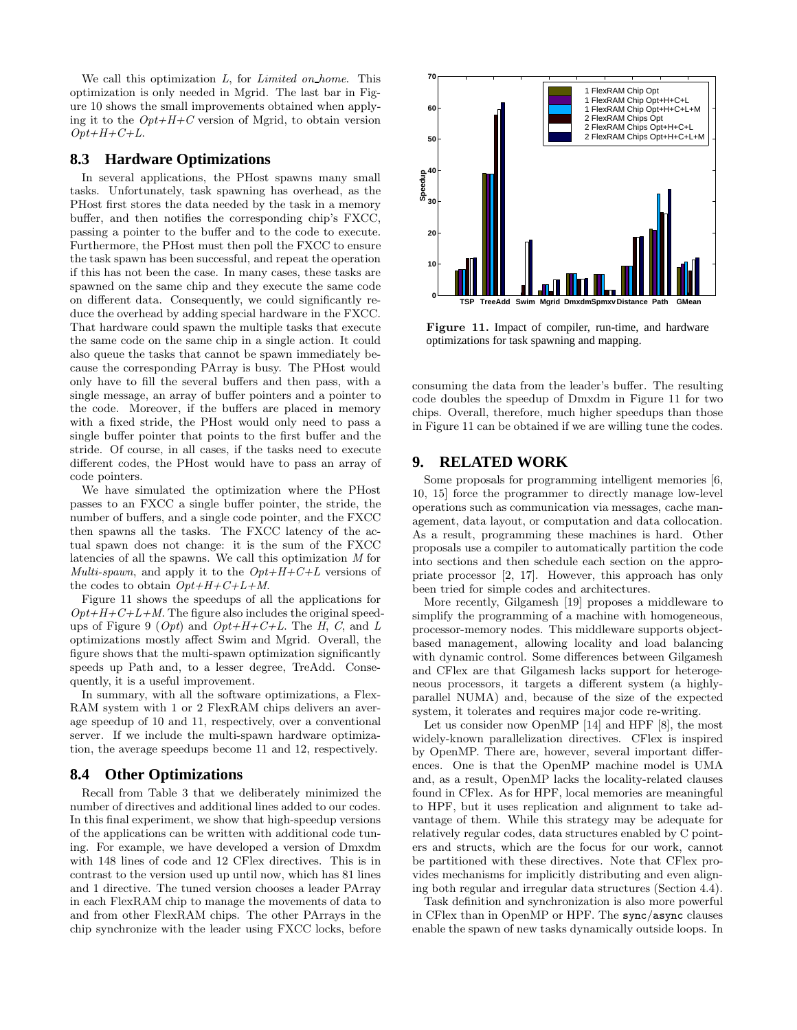We call this optimization *L*, for *Limited on_home*. This optimization is only needed in Mgrid. The last bar in Figure 10 shows the small improvements obtained when applying it to the *Opt+H+C* version of Mgrid, to obtain version *Opt+H+C+L*.

## 8.3 Hardware Optimizations

In several applications, the PHost spawns many small tasks. Unfortunately, task spawning has overhead, as the PHost first stores the data needed by the task in a memory buffer, and then notifies the corresponding chip's FXCC, passing a pointer to the buffer and to the code to execute. Furthermore, the PHost must then poll the FXCC to ensure the task spawn has been successful, and repeat the operation if this has not been the case. In many cases, these tasks are spawned on the same chip and they execute the same code on different data. Consequently, we could significantly reduce the overhead by adding special hardware in the FXCC. That hardware could spawn the multiple tasks that execute the same code on the same chip in a single action. It could also queue the tasks that cannot be spawn immediately because the corresponding PArray is busy. The PHost would only have to fill the several buffers and then pass, with a single message, an array of buffer pointers and a pointer to the code. Moreover, if the buffers are placed in memory with a fixed stride, the PHost would only need to pass a single buffer pointer that points to the first buffer and the stride. Of course, in all cases, if the tasks need to execute different codes, the PHost would have to pass an array of code pointers.

We have simulated the optimization where the PHost passes to an FXCC a single buffer pointer, the stride, the number of buffers, and a single code pointer, and the FXCC then spawns all the tasks. The FXCC latency of the actual spawn does not change: it is the sum of the FXCC latencies of all the spawns. We call this optimization *M* for *Multi-spawn*, and apply it to the *Opt+H+C+L* versions of the codes to obtain *Opt+H+C+L+M*.

Figure 11 shows the speedups of all the applications for *Opt+H+C+L+M*. The figure also includes the original speedups of Figure 9 (*Opt*) and *Opt+H+C+L*. The *H*, *C*, and *L* optimizations mostly affect Swim and Mgrid. Overall, the figure shows that the multi-spawn optimization significantly speeds up Path and, to a lesser degree, TreeAdd. Consequently, it is a useful improvement.

In summary, with all the software optimizations, a FlexRAM system with 1 or 2 FlexRAM chips delivers an average speedup of 10 and 11, respectively, over a conventional server. If we include the multi-spawn hardware optimization, the average speedups become 11 and 12, respectively.

## 8.4 Other Optimizations

Recall from Table 3 that we deliberately minimized the number of directives and additional lines added to our codes. In this final experiment, we show that high-speedup versions of the applications can be written with additional code tuning. For example, we have developed a version of Dmxdm with 148 lines of code and 12 CFlex directives. This is in contrast to the version used up until now, which has 81 lines and 1 directive. The tuned version chooses a leader PArray in each FlexRAM chip to manage the movements of data to and from other FlexRAM chips. The other PArrays in the chip synchronize with the leader using FXCC locks, before consuming the data from the leader's buffer. The resulting code doubles the speedup of Dmxdm in Figure 11 for two chips. Overall, therefore, much higher speedups than those in Figure 11 can be obtained if we are willing tune the codes.

**Figure 11.** Impact of compiler, run-time, and hardware optimizations for task spawning and mapping.

## 9. RELATED WORK

Some proposals for programming intelligent memories [6, 10, 15] force the programmer to directly manage low-level operations such as communication via messages, cache management, data layout, or computation and data collocation. As a result, programming these machines is hard. Other proposals use a compiler to automatically partition the code into sections and then schedule each section on the appropriate processor [2, 17]. However, this approach has only been tried for simple codes and architectures.

More recently, Gilgamesh [19] proposes a middleware to simplify the programming of a machine with homogeneous, processor-memory nodes. This middleware supports object-based management, allowing locality and load balancing with dynamic control. Some differences between Gilgamesh and CFlex are that Gilgamesh lacks support for heterogeneous processors, it targets a different system (a highly-parallel NUMA) and, because of the size of the expected system, it tolerates and requires major code re-writing.

Let us consider now OpenMP [14] and HPF [8], the most widely-known parallelization directives. CFlex is inspired by OpenMP. There are, however, several important differences. One is that the OpenMP machine model is UMA and, as a result, OpenMP lacks the locality-related clauses found in CFlex. As for HPF, local memories are meaningful to HPF, but it uses replication and alignment to take advantage of them. While this strategy may be adequate for relatively regular codes, data structures enabled by C pointers and structs, which are the focus for our work, cannot be partitioned with these directives. Note that CFlex provides mechanisms for implicitly distributing and even aligning both regular and irregular data structures (Section 4.4).

Task definition and synchronization is also more powerful in CFlex than in OpenMP or HPF. The `sync/async` clauses enable the spawn of new tasks dynamically outside loops. In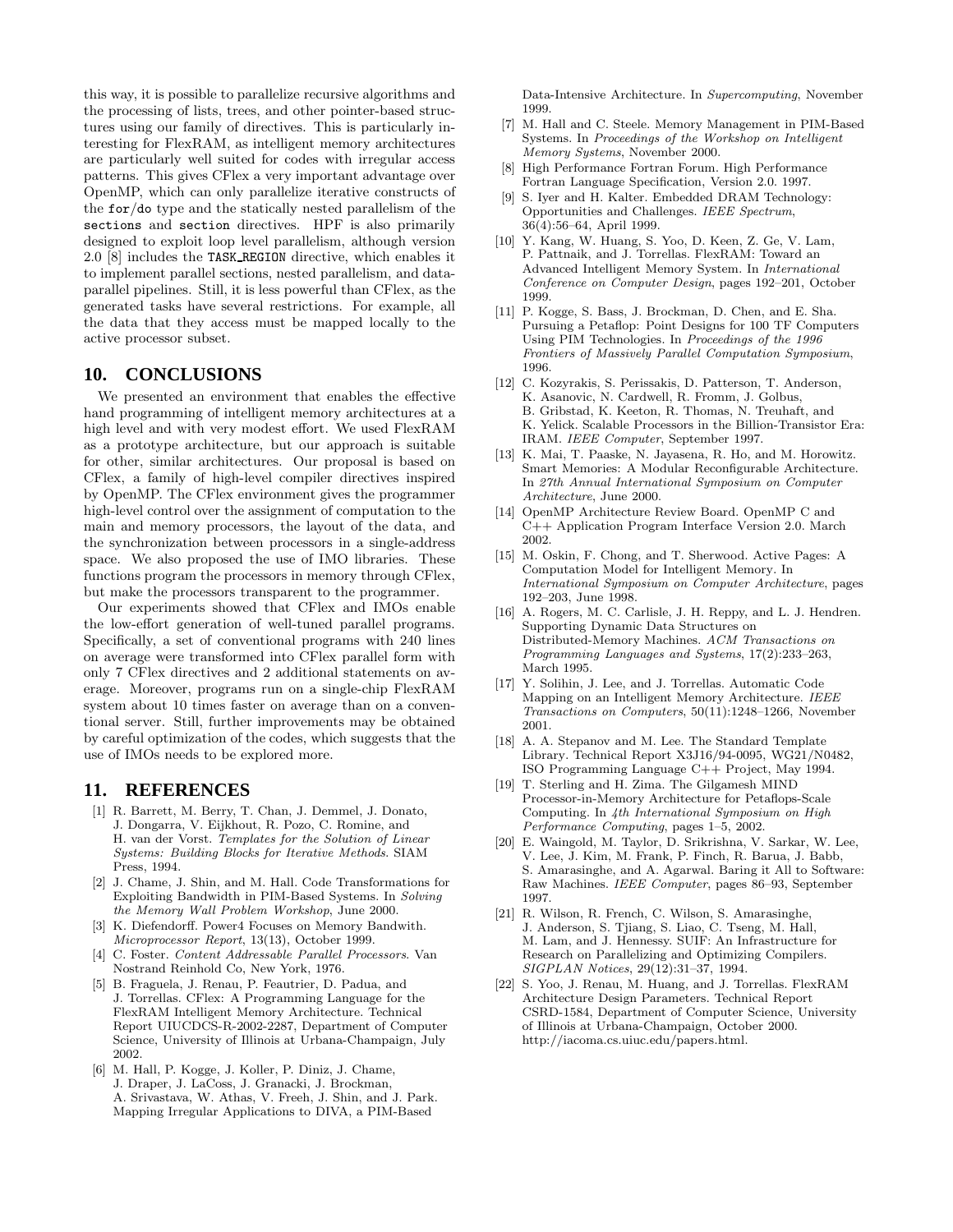this way, it is possible to parallelize recursive algorithms and the processing of lists, trees, and other pointer-based structures using our family of directives. This is particularly interesting for FlexRAM, as intelligent memory architectures are particularly well suited for codes with irregular access patterns. This gives CFlex a very important advantage over OpenMP, which can only parallelize iterative constructs of the `for`/`do` type and the statically nested parallelism of the `sections` and `section` directives. HPF is also primarily designed to exploit loop level parallelism, although version 2.0 [8] includes the `TASK_REGION` directive, which enables it to implement parallel sections, nested parallelism, and data-parallel pipelines. Still, it is less powerful than CFlex, as the generated tasks have several restrictions. For example, all the data that they access must be mapped locally to the active processor subset.

## 10. CONCLUSIONS

We presented an environment that enables the effective hand programming of intelligent memory architectures at a high level and with very modest effort. We used FlexRAM as a prototype architecture, but our approach is suitable for other, similar architectures. Our proposal is based on CFlex, a family of high-level compiler directives inspired by OpenMP. The CFlex environment gives the programmer high-level control over the assignment of computation to the main and memory processors, the layout of the data, and the synchronization between processors in a single-address space. We also proposed the use of IMO libraries. These functions program the processors in memory through CFlex, but make the processors transparent to the programmer.

Our experiments showed that CFlex and IMOs enable the low-effort generation of well-tuned parallel programs. Specifically, a set of conventional programs with 240 lines on average were transformed into CFlex parallel form with only 7 CFlex directives and 2 additional statements on average. Moreover, programs run on a single-chip FlexRAM system about 10 times faster on average than on a conventional server. Still, further improvements may be obtained by careful optimization of the codes, which suggests that the use of IMOs needs to be explored more.

## 11. REFERENCES

[1] R. Barrett, M. Berry, T. Chan, J. Demmel, J. Donato, J. Dongarra, V. Eijkhout, R. Pozo, C. Romine, and H. van der Vorst. *Templates for the Solution of Linear Systems: Building Blocks for Iterative Methods*. SIAM Press, 1994.

[2] J. Chame, J. Shin, and M. Hall. Code Transformations for Exploiting Bandwidth in PIM-Based Systems. In *Solving the Memory Wall Problem Workshop*, June 2000.

[3] K. Diefendorff. Power4 Focuses on Memory Bandwith. *Microprocessor Report*, 13(13), October 1999.

[4] C. Foster. *Content Addressable Parallel Processors*. Van Nostrand Reinhold Co, New York, 1976.

[5] B. Fraguela, J. Renau, P. Feautrier, D. Padua, and J. Torrellas. CFlex: A Programming Language for the FlexRAM Intelligent Memory Architecture. Technical Report UIUCDCS-R-2002-2287, Department of Computer Science, University of Illinois at Urbana-Champaign, July 2002.

[6] M. Hall, P. Kogge, J. Koller, P. Diniz, J. Chame, J. Draper, J. LaCoss, J. Granacki, J. Brockman, A. Srivastava, W. Athas, V. Freeh, J. Shin, and J. Park. Mapping Irregular Applications to DIVA, a PIM-Based Data-Intensive Architecture. In *Supercomputing*, November 1999.

[7] M. Hall and C. Steele. Memory Management in PIM-Based Systems. In *Proceedings of the Workshop on Intelligent Memory Systems*, November 2000.

[8] High Performance Fortran Forum. High Performance Fortran Language Specification, Version 2.0. 1997.

[9] S. Iyer and H. Kalter. Embedded DRAM Technology: Opportunities and Challenges. *IEEE Spectrum*, 36(4):56–64, April 1999.

[10] Y. Kang, W. Huang, S. Yoo, D. Keen, Z. Ge, V. Lam, P. Pattnaik, and J. Torrellas. FlexRAM: Toward an Advanced Intelligent Memory System. In *International Conference on Computer Design*, pages 192–201, October 1999.

[11] P. Kogge, S. Bass, J. Brockman, D. Chen, and E. Sha. Pursuing a Petaflop: Point Designs for 100 TF Computers Using PIM Technologies. In *Proceedings of the 1996 Frontiers of Massively Parallel Computation Symposium*, 1996.

[12] C. Kozyrakis, S. Perissakis, D. Patterson, T. Anderson, K. Asanovic, N. Cardwell, R. Fromm, J. Golbus, B. Gribstad, K. Keeton, R. Thomas, N. Treuhaft, and K. Yelick. Scalable Processors in the Billion-Transistor Era: IRAM. *IEEE Computer*, September 1997.

[13] K. Mai, T. Paaske, N. Jayasena, R. Ho, and M. Horowitz. Smart Memories: A Modular Reconfigurable Architecture. In *27th Annual International Symposium on Computer Architecture*, June 2000.

[14] OpenMP Architecture Review Board. OpenMP C and C++ Application Program Interface Version 2.0. March 2002.

[15] M. Oskin, F. Chong, and T. Sherwood. Active Pages: A Computation Model for Intelligent Memory. In *International Symposium on Computer Architecture*, pages 192–203, June 1998.

[16] A. Rogers, M. C. Carlisle, J. H. Reppy, and L. J. Hendren. Supporting Dynamic Data Structures on Distributed-Memory Machines. *ACM Transactions on Programming Languages and Systems*, 17(2):233–263, March 1995.

[17] Y. Solihin, J. Lee, and J. Torrellas. Automatic Code Mapping on an Intelligent Memory Architecture. *IEEE Transactions on Computers*, 50(11):1248–1266, November 2001.

[18] A. A. Stepanov and M. Lee. The Standard Template Library. Technical Report X3J16/94-0095, WG21/N0482, ISO Programming Language C++ Project, May 1994.

[19] T. Sterling and H. Zima. The Gilgamesh MIND Processor-in-Memory Architecture for Petaflops-Scale Computing. In *4th International Symposium on High Performance Computing*, pages 1–5, 2002.

[20] E. Waingold, M. Taylor, D. Srikrishna, V. Sarkar, W. Lee, V. Lee, J. Kim, M. Frank, P. Finch, R. Barua, J. Babb, S. Amarasinghe, and A. Agarwal. Baring it All to Software: Raw Machines. *IEEE Computer*, pages 86–93, September 1997.

[21] R. Wilson, R. French, C. Wilson, S. Amarasinghe, J. Anderson, S. Tjiang, S. Liao, C. Tseng, M. Hall, M. Lam, and J. Hennessy. SUIF: An Infrastructure for Research on Parallelizing and Optimizing Compilers. *SIGPLAN Notices*, 29(12):31–37, 1994.

[22] S. Yoo, J. Renau, M. Huang, and J. Torrellas. FlexRAM Architecture Design Parameters. Technical Report CSRD-1584, Department of Computer Science, University of Illinois at Urbana-Champaign, October 2000. http://iacoma.cs.uiuc.edu/papers.html.